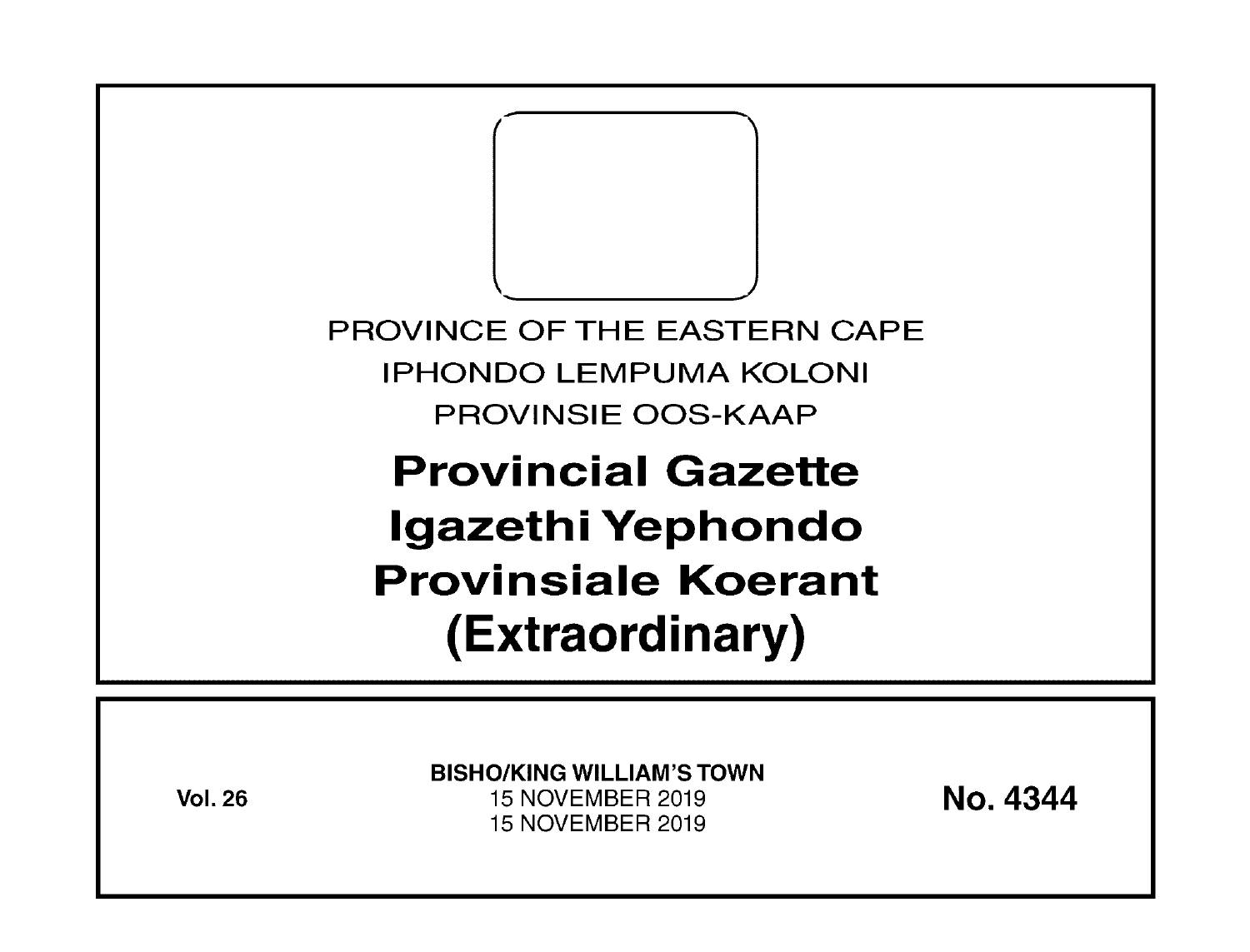PROVINCE OF THE EASTERN CAPE

IPHONDO LEMPUMA KOLONI

PROVINSIE OOS-KAAP

# Provincial Gazette
# Igazethi Yephondo
# Provinsiale Koerant
# (Extraordinary)

**Vol. 26**

**BISHO/KING WILLIAM'S TOWN**

15 NOVEMBER 2019

15 NOVEMBER 2019

**No. 4344**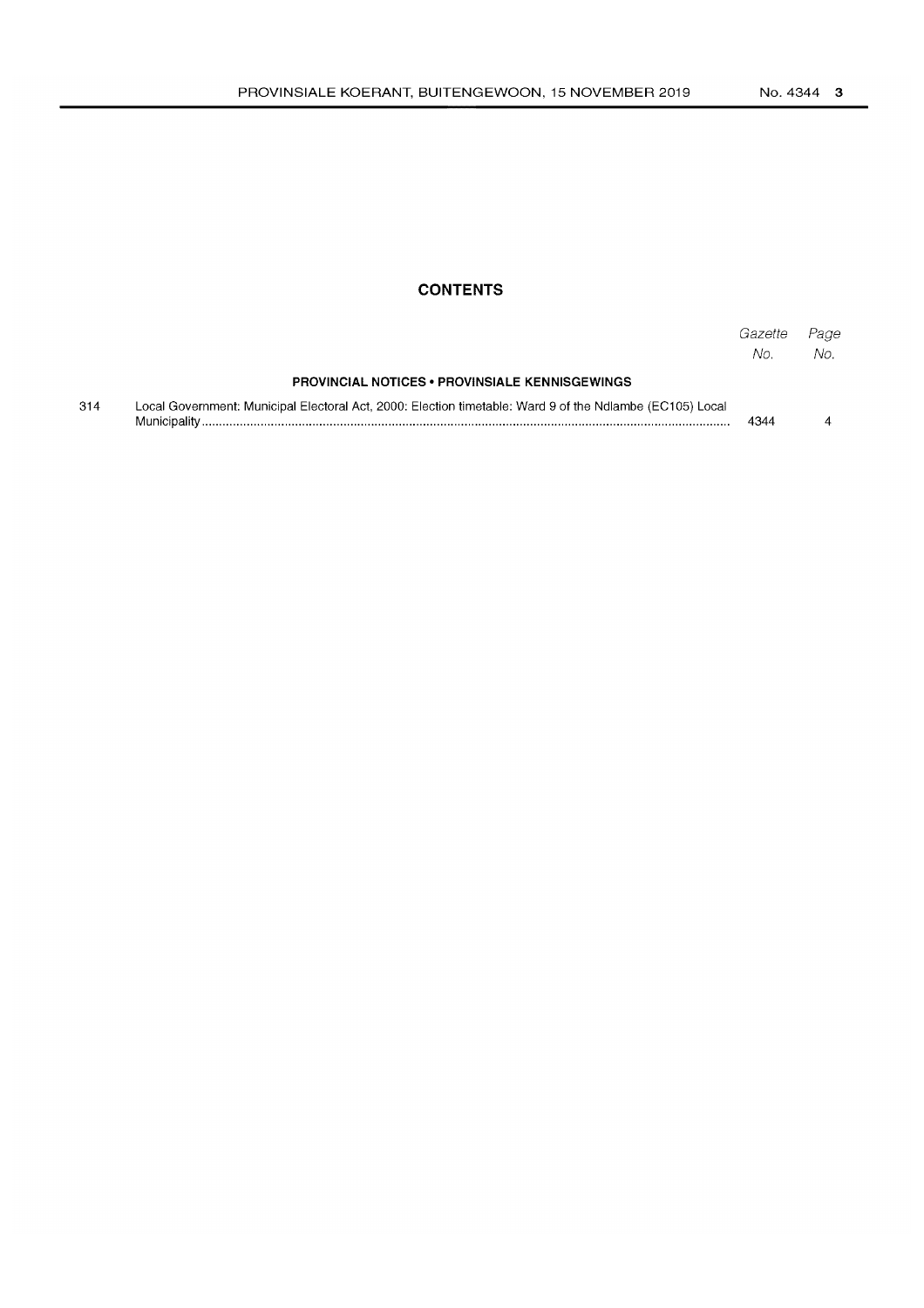## CONTENTS

| | | Gazette No. | Page No. |
|---|---|---|---|
| | **PROVINCIAL NOTICES • PROVINSIALE KENNISGEWINGS** | | |
| 314 | Local Government: Municipal Electoral Act, 2000: Election timetable: Ward 9 of the Ndlambe (EC105) Local Municipality | 4344 | 4 |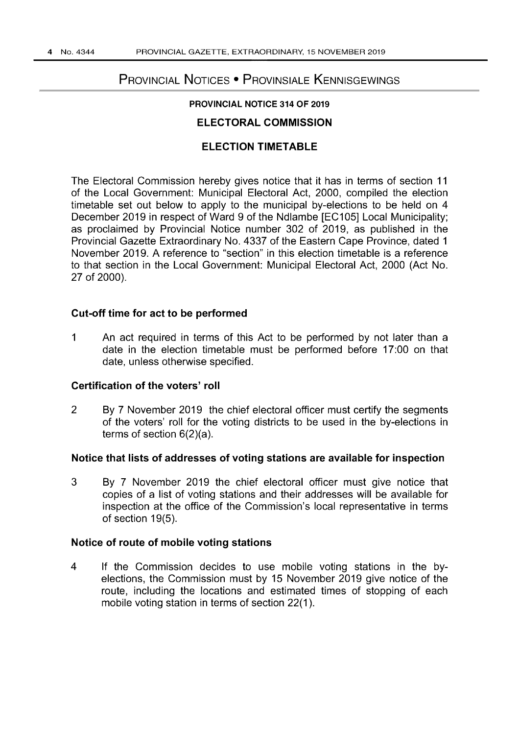# Provincial Notices • Provinsiale Kennisgewings

## PROVINCIAL NOTICE 314 OF 2019

## ELECTORAL COMMISSION

## ELECTION TIMETABLE

The Electoral Commission hereby gives notice that it has in terms of section 11 of the Local Government: Municipal Electoral Act, 2000, compiled the election timetable set out below to apply to the municipal by-elections to be held on 4 December 2019 in respect of Ward 9 of the Ndlambe [EC105] Local Municipality; as proclaimed by Provincial Notice number 302 of 2019, as published in the Provincial Gazette Extraordinary No. 4337 of the Eastern Cape Province, dated 1 November 2019. A reference to "section" in this election timetable is a reference to that section in the Local Government: Municipal Electoral Act, 2000 (Act No. 27 of 2000).

### Cut-off time for act to be performed

1 An act required in terms of this Act to be performed by not later than a date in the election timetable must be performed before 17:00 on that date, unless otherwise specified.

### Certification of the voters' roll

2 By 7 November 2019 the chief electoral officer must certify the segments of the voters' roll for the voting districts to be used in the by-elections in terms of section 6(2)(a).

### Notice that lists of addresses of voting stations are available for inspection

3 By 7 November 2019 the chief electoral officer must give notice that copies of a list of voting stations and their addresses will be available for inspection at the office of the Commission's local representative in terms of section 19(5).

### Notice of route of mobile voting stations

4 If the Commission decides to use mobile voting stations in the by-elections, the Commission must by 15 November 2019 give notice of the route, including the locations and estimated times of stopping of each mobile voting station in terms of section 22(1).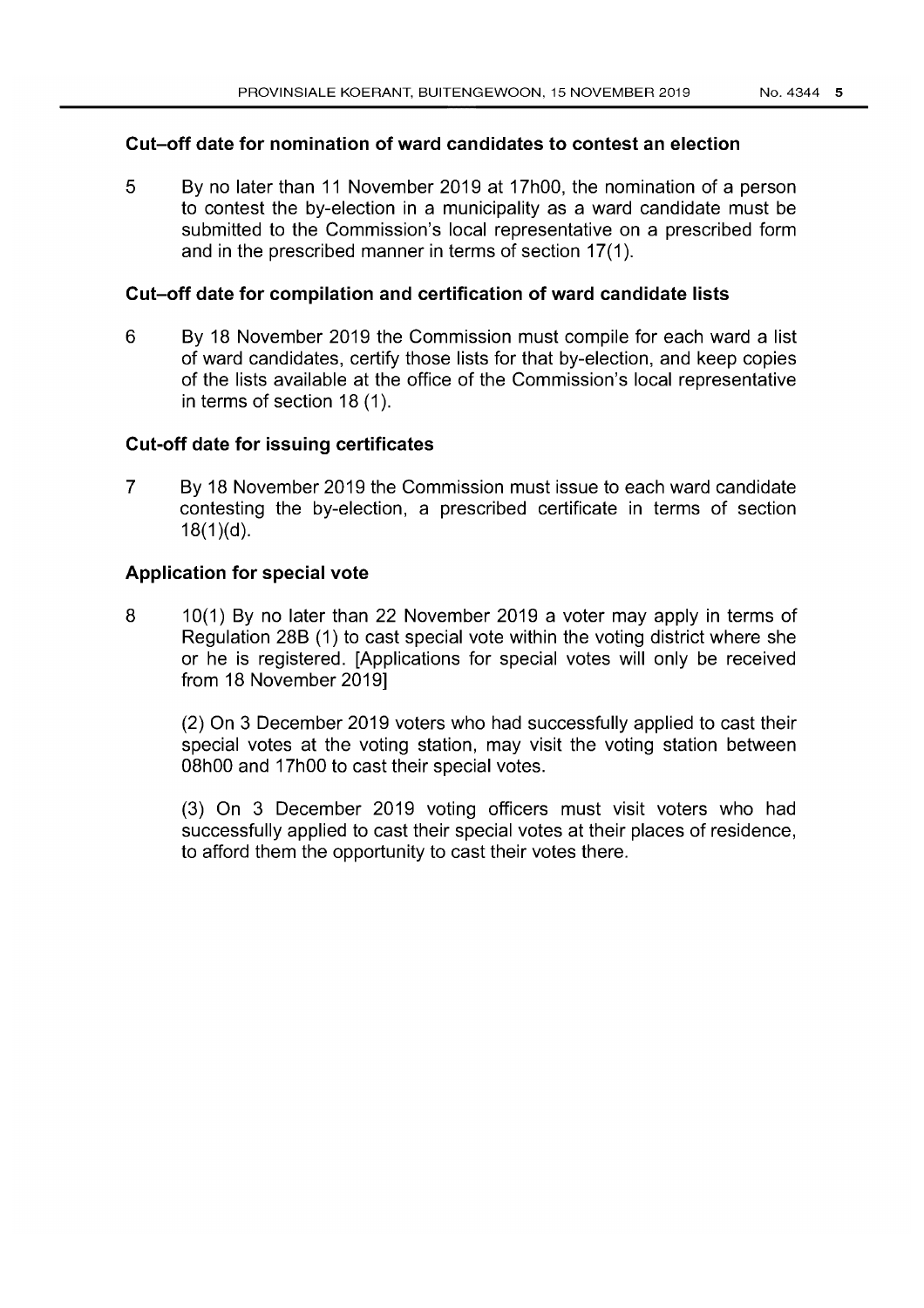### Cut–off date for nomination of ward candidates to contest an election

5 By no later than 11 November 2019 at 17h00, the nomination of a person to contest the by-election in a municipality as a ward candidate must be submitted to the Commission's local representative on a prescribed form and in the prescribed manner in terms of section 17(1).

### Cut–off date for compilation and certification of ward candidate lists

6 By 18 November 2019 the Commission must compile for each ward a list of ward candidates, certify those lists for that by-election, and keep copies of the lists available at the office of the Commission's local representative in terms of section 18 (1).

### Cut-off date for issuing certificates

7 By 18 November 2019 the Commission must issue to each ward candidate contesting the by-election, a prescribed certificate in terms of section 18(1)(d).

### Application for special vote

8 10(1) By no later than 22 November 2019 a voter may apply in terms of Regulation 28B (1) to cast special vote within the voting district where she or he is registered. [Applications for special votes will only be received from 18 November 2019]

(2) On 3 December 2019 voters who had successfully applied to cast their special votes at the voting station, may visit the voting station between 08h00 and 17h00 to cast their special votes.

(3) On 3 December 2019 voting officers must visit voters who had successfully applied to cast their special votes at their places of residence, to afford them the opportunity to cast their votes there.